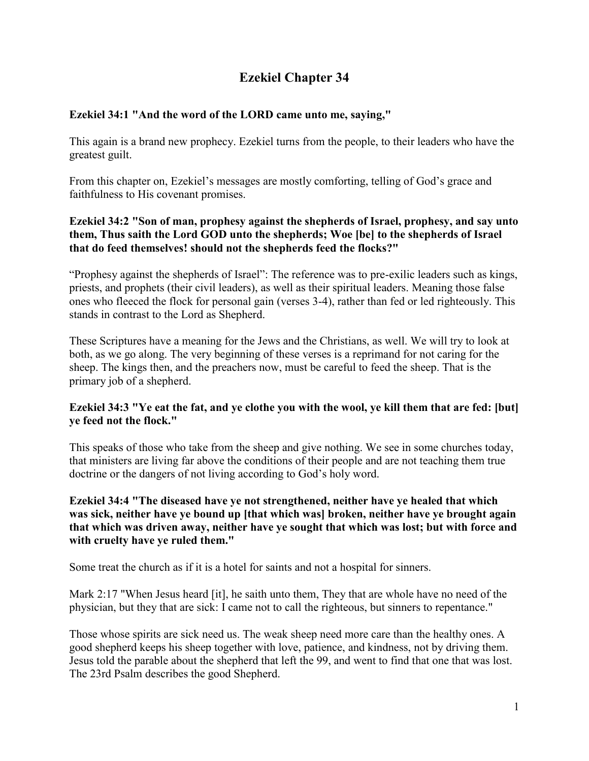# Ezekiel Chapter 34

**Ezekiel 34:1 "And the word of the LORD came unto me, saying,"**

This again is a brand new prophecy. Ezekiel turns from the people, to their leaders who have the greatest guilt.

From this chapter on, Ezekiel's messages are mostly comforting, telling of God's grace and faithfulness to His covenant promises.

**Ezekiel 34:2 "Son of man, prophesy against the shepherds of Israel, prophesy, and say unto them, Thus saith the Lord GOD unto the shepherds; Woe [be] to the shepherds of Israel that do feed themselves! should not the shepherds feed the flocks?"**

"Prophesy against the shepherds of Israel": The reference was to pre-exilic leaders such as kings, priests, and prophets (their civil leaders), as well as their spiritual leaders. Meaning those false ones who fleeced the flock for personal gain (verses 3-4), rather than fed or led righteously. This stands in contrast to the Lord as Shepherd.

These Scriptures have a meaning for the Jews and the Christians, as well. We will try to look at both, as we go along. The very beginning of these verses is a reprimand for not caring for the sheep. The kings then, and the preachers now, must be careful to feed the sheep. That is the primary job of a shepherd.

**Ezekiel 34:3 "Ye eat the fat, and ye clothe you with the wool, ye kill them that are fed: [but] ye feed not the flock."**

This speaks of those who take from the sheep and give nothing. We see in some churches today, that ministers are living far above the conditions of their people and are not teaching them true doctrine or the dangers of not living according to God's holy word.

**Ezekiel 34:4 "The diseased have ye not strengthened, neither have ye healed that which was sick, neither have ye bound up [that which was] broken, neither have ye brought again that which was driven away, neither have ye sought that which was lost; but with force and with cruelty have ye ruled them."**

Some treat the church as if it is a hotel for saints and not a hospital for sinners.

Mark 2:17 "When Jesus heard [it], he saith unto them, They that are whole have no need of the physician, but they that are sick: I came not to call the righteous, but sinners to repentance."

Those whose spirits are sick need us. The weak sheep need more care than the healthy ones. A good shepherd keeps his sheep together with love, patience, and kindness, not by driving them. Jesus told the parable about the shepherd that left the 99, and went to find that one that was lost. The 23rd Psalm describes the good Shepherd.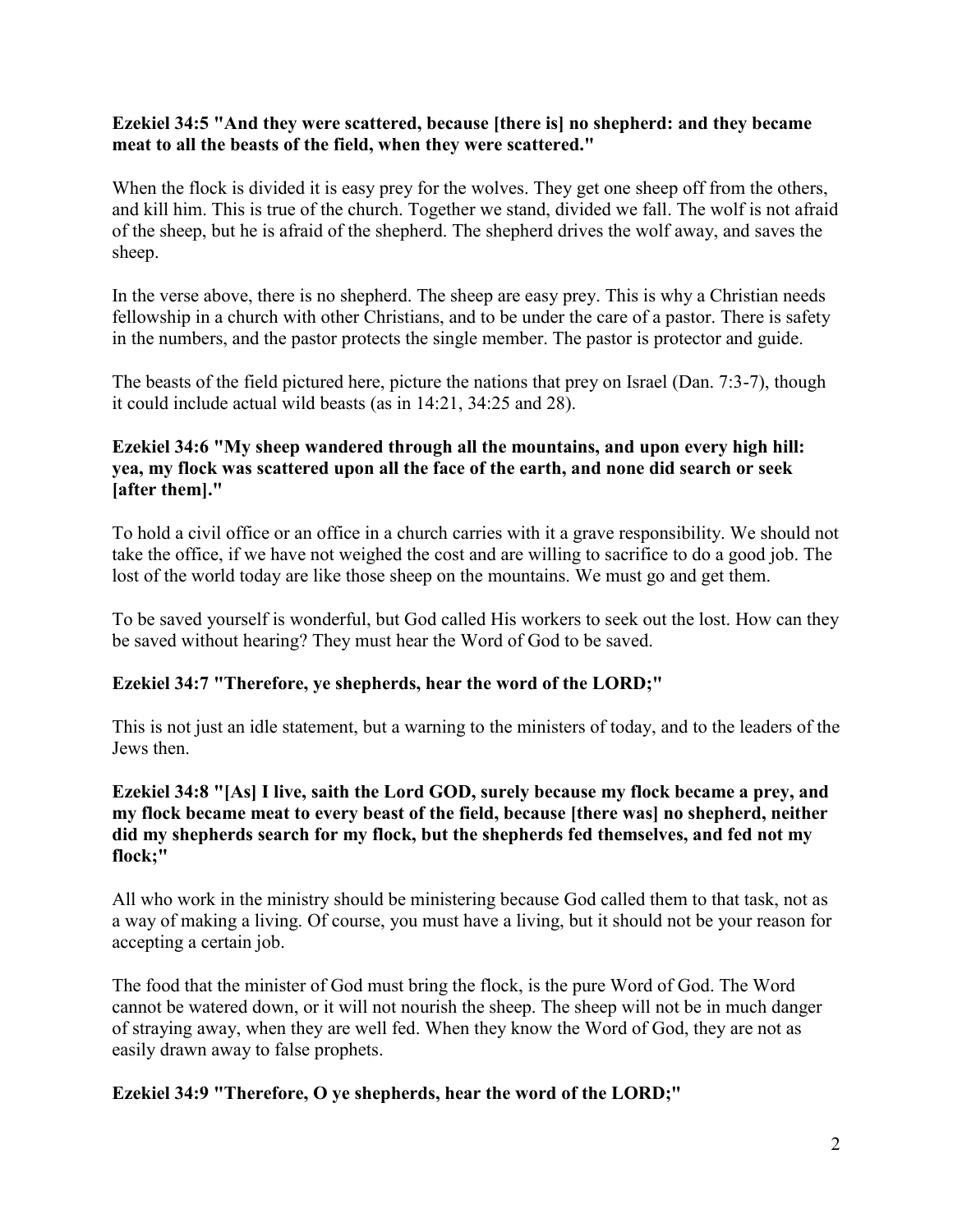**Ezekiel 34:5 "And they were scattered, because [there is] no shepherd: and they became meat to all the beasts of the field, when they were scattered."**

When the flock is divided it is easy prey for the wolves. They get one sheep off from the others, and kill him. This is true of the church. Together we stand, divided we fall. The wolf is not afraid of the sheep, but he is afraid of the shepherd. The shepherd drives the wolf away, and saves the sheep.

In the verse above, there is no shepherd. The sheep are easy prey. This is why a Christian needs fellowship in a church with other Christians, and to be under the care of a pastor. There is safety in the numbers, and the pastor protects the single member. The pastor is protector and guide.

The beasts of the field pictured here, picture the nations that prey on Israel (Dan. 7:3-7), though it could include actual wild beasts (as in 14:21, 34:25 and 28).

**Ezekiel 34:6 "My sheep wandered through all the mountains, and upon every high hill: yea, my flock was scattered upon all the face of the earth, and none did search or seek [after them]."**

To hold a civil office or an office in a church carries with it a grave responsibility. We should not take the office, if we have not weighed the cost and are willing to sacrifice to do a good job. The lost of the world today are like those sheep on the mountains. We must go and get them.

To be saved yourself is wonderful, but God called His workers to seek out the lost. How can they be saved without hearing? They must hear the Word of God to be saved.

**Ezekiel 34:7 "Therefore, ye shepherds, hear the word of the LORD;"**

This is not just an idle statement, but a warning to the ministers of today, and to the leaders of the Jews then.

**Ezekiel 34:8 "[As] I live, saith the Lord GOD, surely because my flock became a prey, and my flock became meat to every beast of the field, because [there was] no shepherd, neither did my shepherds search for my flock, but the shepherds fed themselves, and fed not my flock;"**

All who work in the ministry should be ministering because God called them to that task, not as a way of making a living. Of course, you must have a living, but it should not be your reason for accepting a certain job.

The food that the minister of God must bring the flock, is the pure Word of God. The Word cannot be watered down, or it will not nourish the sheep. The sheep will not be in much danger of straying away, when they are well fed. When they know the Word of God, they are not as easily drawn away to false prophets.

**Ezekiel 34:9 "Therefore, O ye shepherds, hear the word of the LORD;"**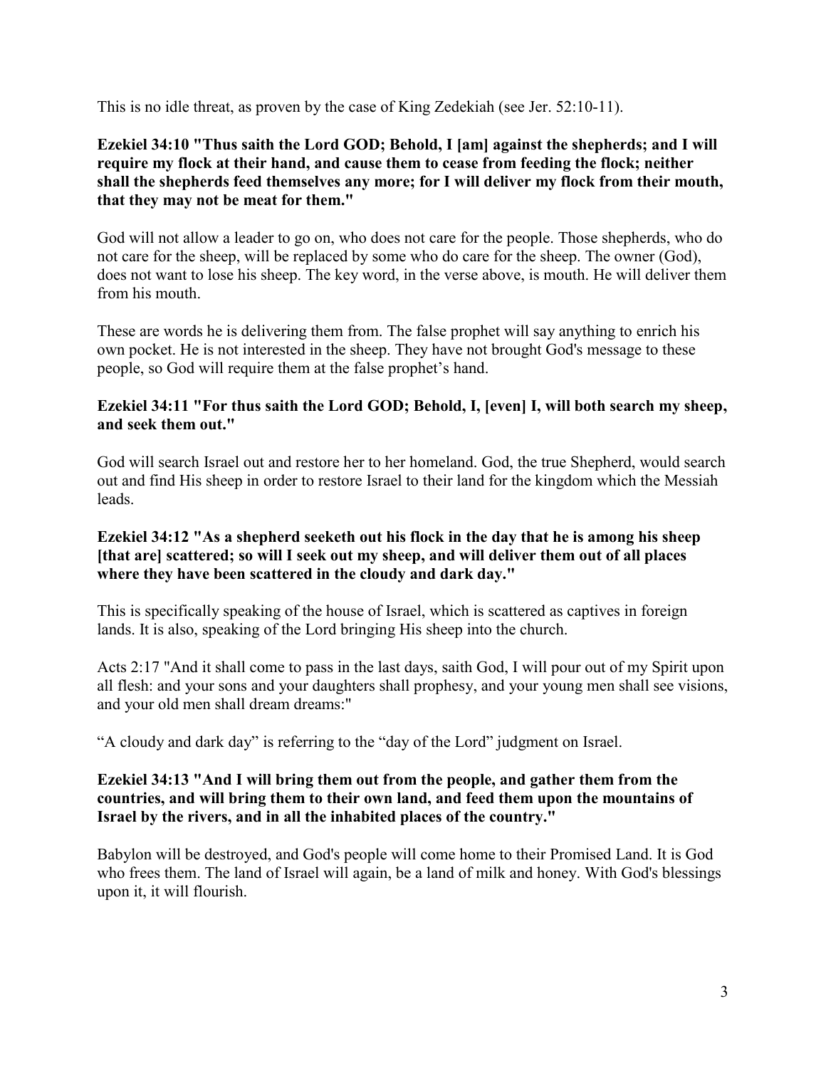This is no idle threat, as proven by the case of King Zedekiah (see Jer. 52:10-11).

**Ezekiel 34:10 "Thus saith the Lord GOD; Behold, I [am] against the shepherds; and I will require my flock at their hand, and cause them to cease from feeding the flock; neither shall the shepherds feed themselves any more; for I will deliver my flock from their mouth, that they may not be meat for them."**

God will not allow a leader to go on, who does not care for the people. Those shepherds, who do not care for the sheep, will be replaced by some who do care for the sheep. The owner (God), does not want to lose his sheep. The key word, in the verse above, is mouth. He will deliver them from his mouth.

These are words he is delivering them from. The false prophet will say anything to enrich his own pocket. He is not interested in the sheep. They have not brought God's message to these people, so God will require them at the false prophet's hand.

**Ezekiel 34:11 "For thus saith the Lord GOD; Behold, I, [even] I, will both search my sheep, and seek them out."**

God will search Israel out and restore her to her homeland. God, the true Shepherd, would search out and find His sheep in order to restore Israel to their land for the kingdom which the Messiah leads.

**Ezekiel 34:12 "As a shepherd seeketh out his flock in the day that he is among his sheep [that are] scattered; so will I seek out my sheep, and will deliver them out of all places where they have been scattered in the cloudy and dark day."**

This is specifically speaking of the house of Israel, which is scattered as captives in foreign lands. It is also, speaking of the Lord bringing His sheep into the church.

Acts 2:17 "And it shall come to pass in the last days, saith God, I will pour out of my Spirit upon all flesh: and your sons and your daughters shall prophesy, and your young men shall see visions, and your old men shall dream dreams:"

"A cloudy and dark day" is referring to the "day of the Lord" judgment on Israel.

**Ezekiel 34:13 "And I will bring them out from the people, and gather them from the countries, and will bring them to their own land, and feed them upon the mountains of Israel by the rivers, and in all the inhabited places of the country."**

Babylon will be destroyed, and God's people will come home to their Promised Land. It is God who frees them. The land of Israel will again, be a land of milk and honey. With God's blessings upon it, it will flourish.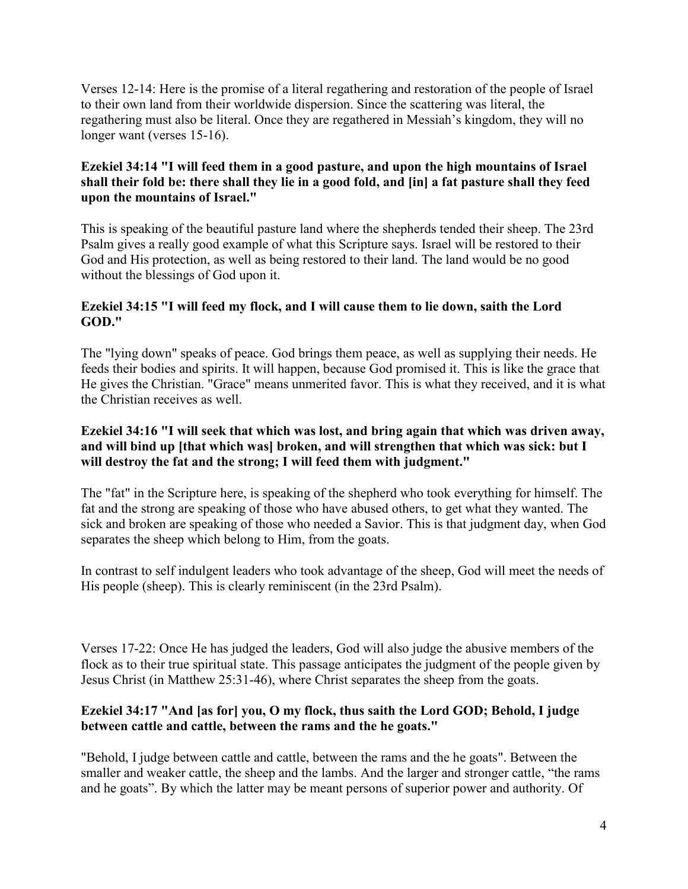Verses 12-14: Here is the promise of a literal regathering and restoration of the people of Israel to their own land from their worldwide dispersion. Since the scattering was literal, the regathering must also be literal. Once they are regathered in Messiah's kingdom, they will no longer want (verses 15-16).

**Ezekiel 34:14 "I will feed them in a good pasture, and upon the high mountains of Israel shall their fold be: there shall they lie in a good fold, and [in] a fat pasture shall they feed upon the mountains of Israel."**

This is speaking of the beautiful pasture land where the shepherds tended their sheep. The 23rd Psalm gives a really good example of what this Scripture says. Israel will be restored to their God and His protection, as well as being restored to their land. The land would be no good without the blessings of God upon it.

**Ezekiel 34:15 "I will feed my flock, and I will cause them to lie down, saith the Lord GOD."**

The "lying down" speaks of peace. God brings them peace, as well as supplying their needs. He feeds their bodies and spirits. It will happen, because God promised it. This is like the grace that He gives the Christian. "Grace" means unmerited favor. This is what they received, and it is what the Christian receives as well.

**Ezekiel 34:16 "I will seek that which was lost, and bring again that which was driven away, and will bind up [that which was] broken, and will strengthen that which was sick: but I will destroy the fat and the strong; I will feed them with judgment."**

The "fat" in the Scripture here, is speaking of the shepherd who took everything for himself. The fat and the strong are speaking of those who have abused others, to get what they wanted. The sick and broken are speaking of those who needed a Savior. This is that judgment day, when God separates the sheep which belong to Him, from the goats.

In contrast to self indulgent leaders who took advantage of the sheep, God will meet the needs of His people (sheep). This is clearly reminiscent (in the 23rd Psalm).

Verses 17-22: Once He has judged the leaders, God will also judge the abusive members of the flock as to their true spiritual state. This passage anticipates the judgment of the people given by Jesus Christ (in Matthew 25:31-46), where Christ separates the sheep from the goats.

**Ezekiel 34:17 "And [as for] you, O my flock, thus saith the Lord GOD; Behold, I judge between cattle and cattle, between the rams and the he goats."**

"Behold, I judge between cattle and cattle, between the rams and the he goats". Between the smaller and weaker cattle, the sheep and the lambs. And the larger and stronger cattle, "the rams and he goats". By which the latter may be meant persons of superior power and authority. Of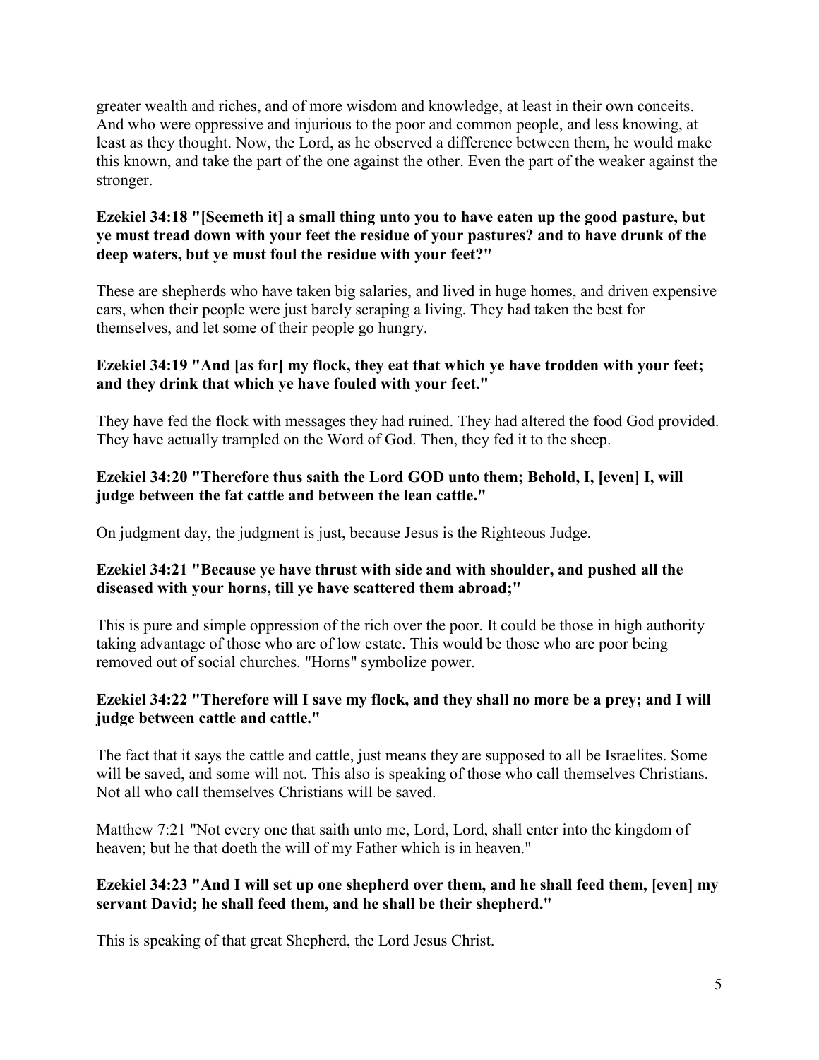greater wealth and riches, and of more wisdom and knowledge, at least in their own conceits. And who were oppressive and injurious to the poor and common people, and less knowing, at least as they thought. Now, the Lord, as he observed a difference between them, he would make this known, and take the part of the one against the other. Even the part of the weaker against the stronger.

**Ezekiel 34:18 "[Seemeth it] a small thing unto you to have eaten up the good pasture, but ye must tread down with your feet the residue of your pastures? and to have drunk of the deep waters, but ye must foul the residue with your feet?"**

These are shepherds who have taken big salaries, and lived in huge homes, and driven expensive cars, when their people were just barely scraping a living. They had taken the best for themselves, and let some of their people go hungry.

**Ezekiel 34:19 "And [as for] my flock, they eat that which ye have trodden with your feet; and they drink that which ye have fouled with your feet."**

They have fed the flock with messages they had ruined. They had altered the food God provided. They have actually trampled on the Word of God. Then, they fed it to the sheep.

**Ezekiel 34:20 "Therefore thus saith the Lord GOD unto them; Behold, I, [even] I, will judge between the fat cattle and between the lean cattle."**

On judgment day, the judgment is just, because Jesus is the Righteous Judge.

**Ezekiel 34:21 "Because ye have thrust with side and with shoulder, and pushed all the diseased with your horns, till ye have scattered them abroad;"**

This is pure and simple oppression of the rich over the poor. It could be those in high authority taking advantage of those who are of low estate. This would be those who are poor being removed out of social churches. "Horns" symbolize power.

**Ezekiel 34:22 "Therefore will I save my flock, and they shall no more be a prey; and I will judge between cattle and cattle."**

The fact that it says the cattle and cattle, just means they are supposed to all be Israelites. Some will be saved, and some will not. This also is speaking of those who call themselves Christians. Not all who call themselves Christians will be saved.

Matthew 7:21 "Not every one that saith unto me, Lord, Lord, shall enter into the kingdom of heaven; but he that doeth the will of my Father which is in heaven."

**Ezekiel 34:23 "And I will set up one shepherd over them, and he shall feed them, [even] my servant David; he shall feed them, and he shall be their shepherd."**

This is speaking of that great Shepherd, the Lord Jesus Christ.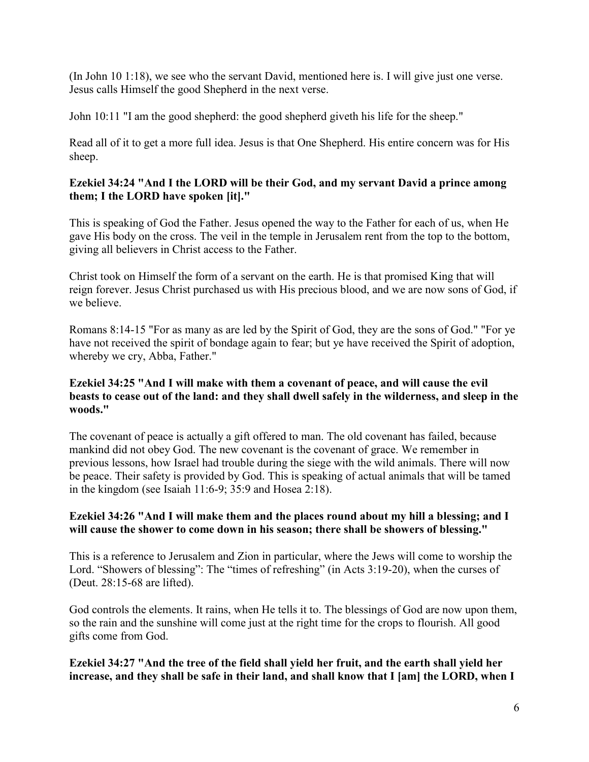(In John 10 1:18), we see who the servant David, mentioned here is. I will give just one verse. Jesus calls Himself the good Shepherd in the next verse.

John 10:11 "I am the good shepherd: the good shepherd giveth his life for the sheep."

Read all of it to get a more full idea. Jesus is that One Shepherd. His entire concern was for His sheep.

**Ezekiel 34:24 "And I the LORD will be their God, and my servant David a prince among them; I the LORD have spoken [it]."**

This is speaking of God the Father. Jesus opened the way to the Father for each of us, when He gave His body on the cross. The veil in the temple in Jerusalem rent from the top to the bottom, giving all believers in Christ access to the Father.

Christ took on Himself the form of a servant on the earth. He is that promised King that will reign forever. Jesus Christ purchased us with His precious blood, and we are now sons of God, if we believe.

Romans 8:14-15 "For as many as are led by the Spirit of God, they are the sons of God." "For ye have not received the spirit of bondage again to fear; but ye have received the Spirit of adoption, whereby we cry, Abba, Father."

**Ezekiel 34:25 "And I will make with them a covenant of peace, and will cause the evil beasts to cease out of the land: and they shall dwell safely in the wilderness, and sleep in the woods."**

The covenant of peace is actually a gift offered to man. The old covenant has failed, because mankind did not obey God. The new covenant is the covenant of grace. We remember in previous lessons, how Israel had trouble during the siege with the wild animals. There will now be peace. Their safety is provided by God. This is speaking of actual animals that will be tamed in the kingdom (see Isaiah 11:6-9; 35:9 and Hosea 2:18).

**Ezekiel 34:26 "And I will make them and the places round about my hill a blessing; and I will cause the shower to come down in his season; there shall be showers of blessing."**

This is a reference to Jerusalem and Zion in particular, where the Jews will come to worship the Lord. "Showers of blessing": The "times of refreshing" (in Acts 3:19-20), when the curses of (Deut. 28:15-68 are lifted).

God controls the elements. It rains, when He tells it to. The blessings of God are now upon them, so the rain and the sunshine will come just at the right time for the crops to flourish. All good gifts come from God.

**Ezekiel 34:27 "And the tree of the field shall yield her fruit, and the earth shall yield her increase, and they shall be safe in their land, and shall know that I [am] the LORD, when I**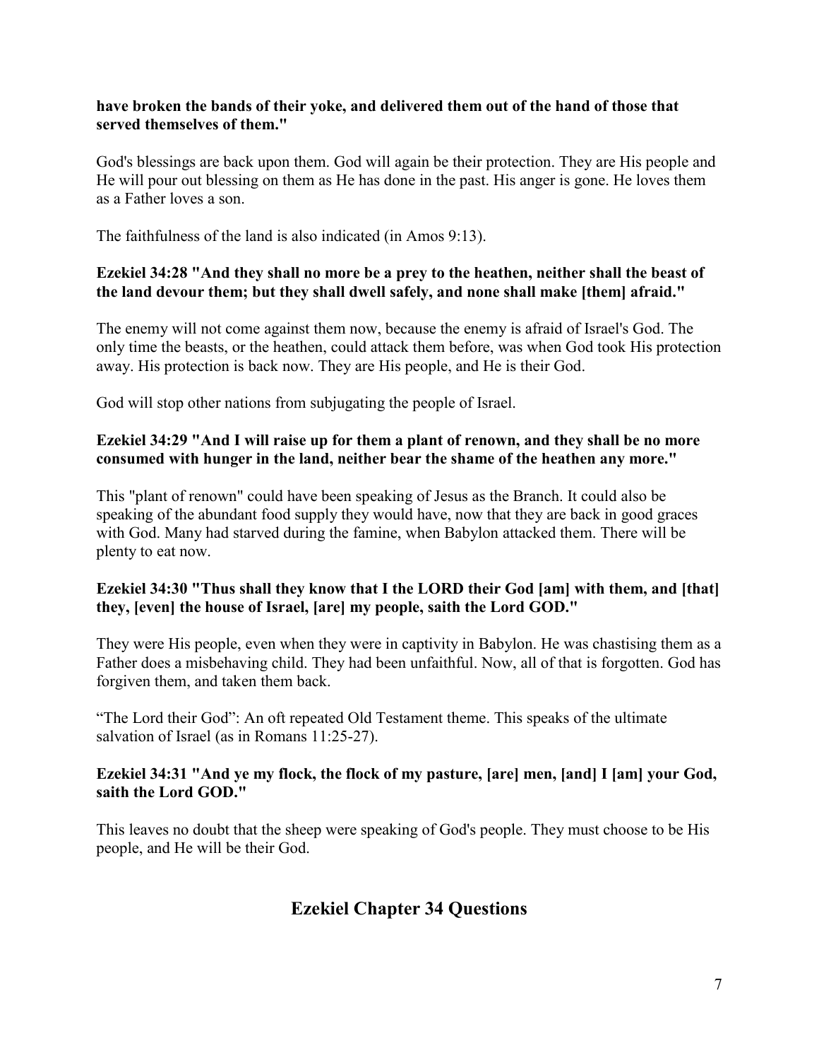**have broken the bands of their yoke, and delivered them out of the hand of those that served themselves of them."**

God's blessings are back upon them. God will again be their protection. They are His people and He will pour out blessing on them as He has done in the past. His anger is gone. He loves them as a Father loves a son.

The faithfulness of the land is also indicated (in Amos 9:13).

**Ezekiel 34:28 "And they shall no more be a prey to the heathen, neither shall the beast of the land devour them; but they shall dwell safely, and none shall make [them] afraid."**

The enemy will not come against them now, because the enemy is afraid of Israel's God. The only time the beasts, or the heathen, could attack them before, was when God took His protection away. His protection is back now. They are His people, and He is their God.

God will stop other nations from subjugating the people of Israel.

**Ezekiel 34:29 "And I will raise up for them a plant of renown, and they shall be no more consumed with hunger in the land, neither bear the shame of the heathen any more."**

This "plant of renown" could have been speaking of Jesus as the Branch. It could also be speaking of the abundant food supply they would have, now that they are back in good graces with God. Many had starved during the famine, when Babylon attacked them. There will be plenty to eat now.

**Ezekiel 34:30 "Thus shall they know that I the LORD their God [am] with them, and [that] they, [even] the house of Israel, [are] my people, saith the Lord GOD."**

They were His people, even when they were in captivity in Babylon. He was chastising them as a Father does a misbehaving child. They had been unfaithful. Now, all of that is forgotten. God has forgiven them, and taken them back.

"The Lord their God": An oft repeated Old Testament theme. This speaks of the ultimate salvation of Israel (as in Romans 11:25-27).

**Ezekiel 34:31 "And ye my flock, the flock of my pasture, [are] men, [and] I [am] your God, saith the Lord GOD."**

This leaves no doubt that the sheep were speaking of God's people. They must choose to be His people, and He will be their God.

## Ezekiel Chapter 34 Questions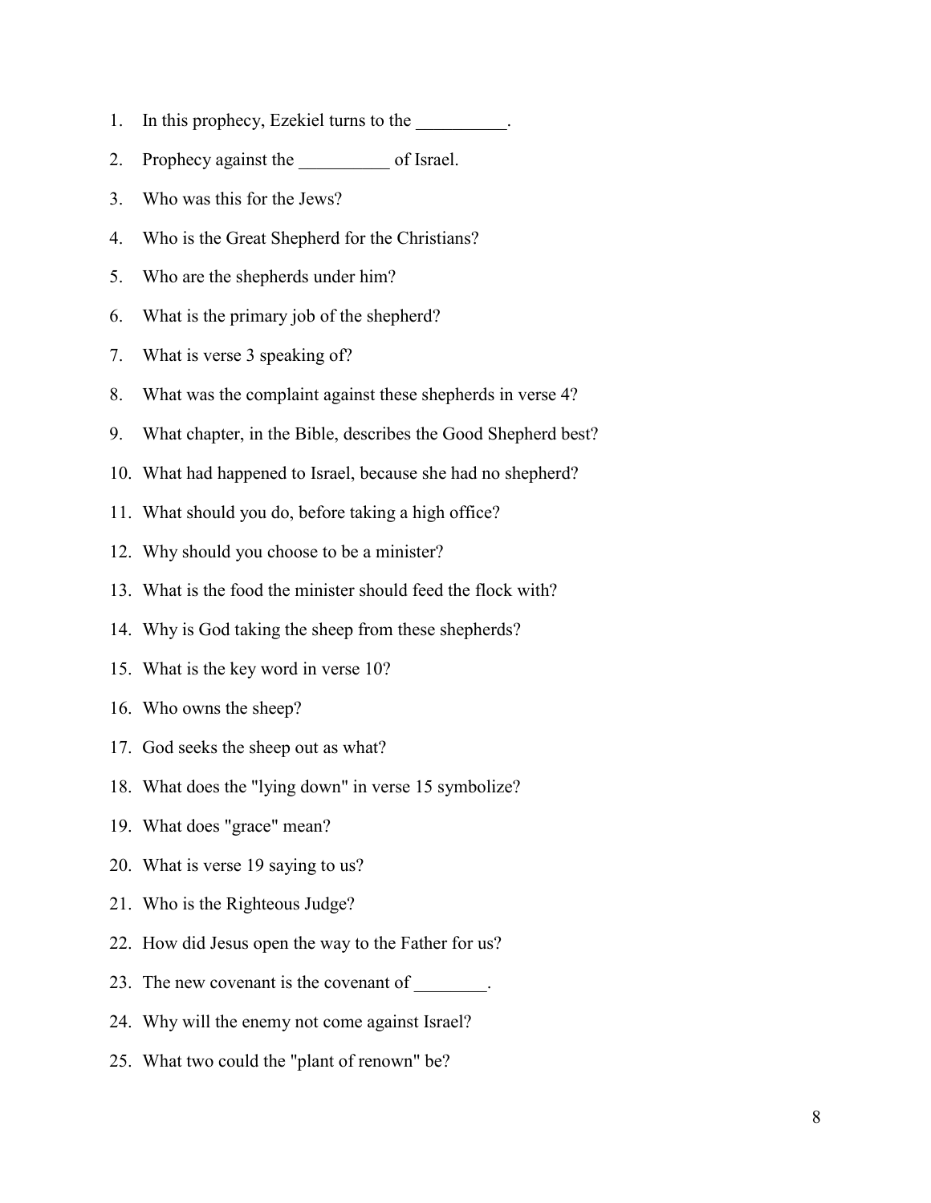1. In this prophecy, Ezekiel turns to the __________.
2. Prophecy against the __________ of Israel.
3. Who was this for the Jews?
4. Who is the Great Shepherd for the Christians?
5. Who are the shepherds under him?
6. What is the primary job of the shepherd?
7. What is verse 3 speaking of?
8. What was the complaint against these shepherds in verse 4?
9. What chapter, in the Bible, describes the Good Shepherd best?
10. What had happened to Israel, because she had no shepherd?
11. What should you do, before taking a high office?
12. Why should you choose to be a minister?
13. What is the food the minister should feed the flock with?
14. Why is God taking the sheep from these shepherds?
15. What is the key word in verse 10?
16. Who owns the sheep?
17. God seeks the sheep out as what?
18. What does the "lying down" in verse 15 symbolize?
19. What does "grace" mean?
20. What is verse 19 saying to us?
21. Who is the Righteous Judge?
22. How did Jesus open the way to the Father for us?
23. The new covenant is the covenant of ________.
24. Why will the enemy not come against Israel?
25. What two could the "plant of renown" be?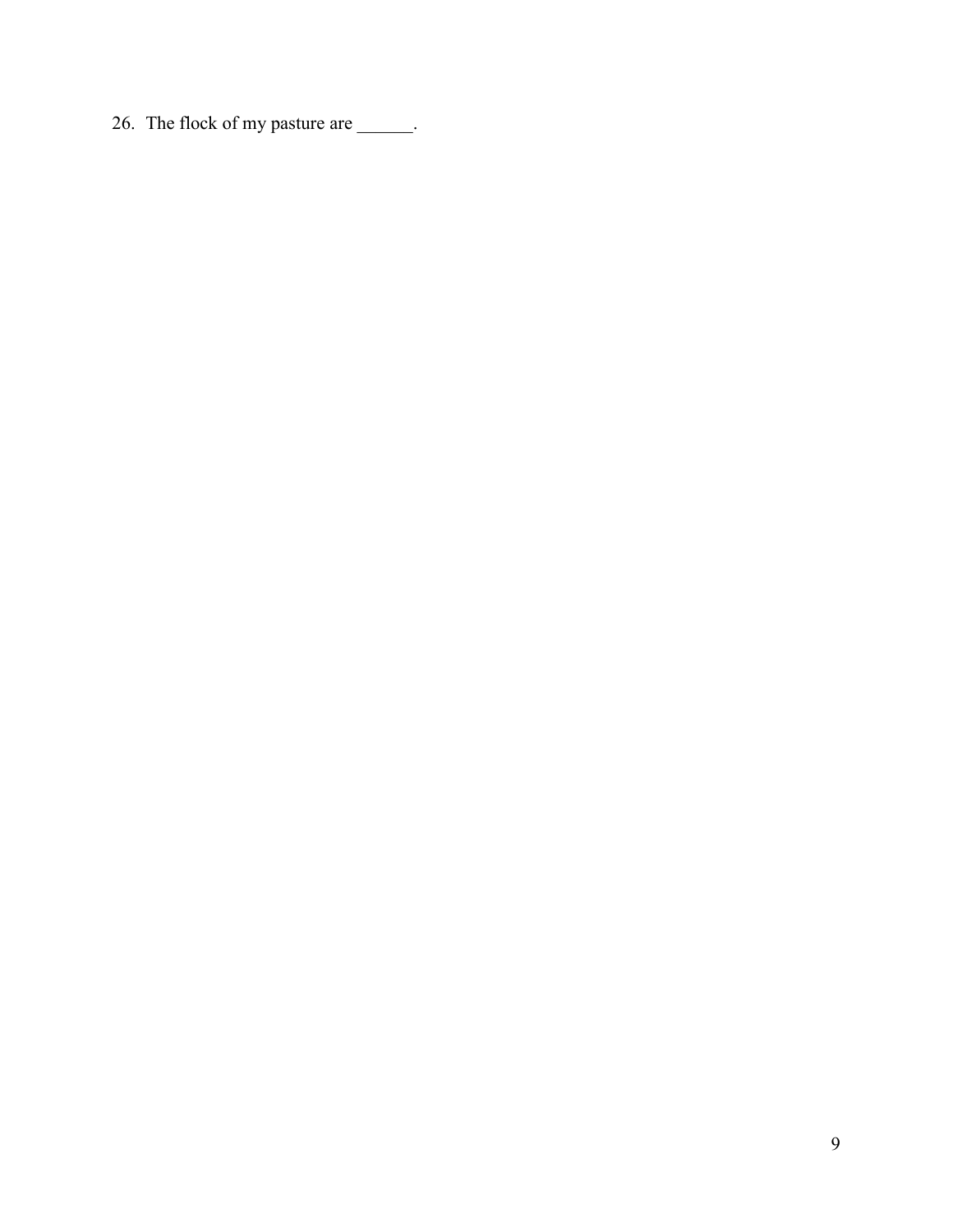26. The flock of my pasture are ______.